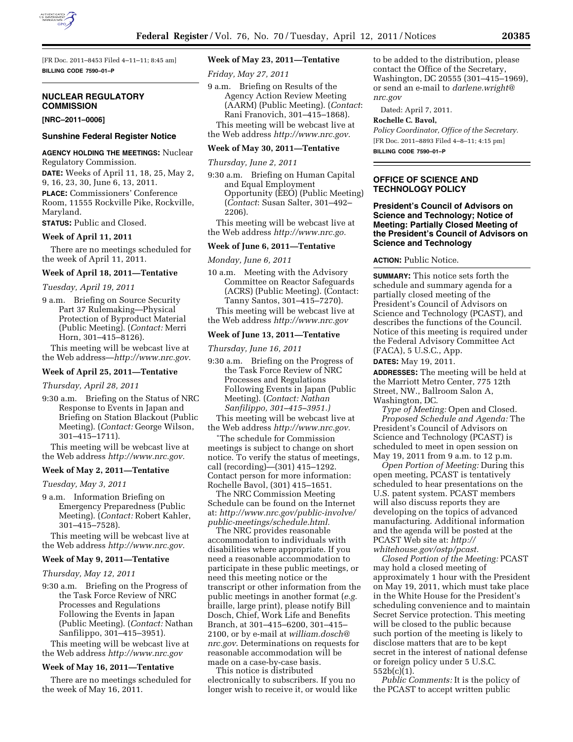[FR Doc. 2011–8453 Filed 4–11–11; 8:45 am]

**BILLING CODE 7590–01–P**

## NUCLEAR REGULATORY COMMISSION

**[NRC–2011–0006]**

### Sunshine Federal Register Notice

**AGENCY HOLDING THE MEETINGS:** Nuclear Regulatory Commission.

**DATE:** Weeks of April 11, 18, 25, May 2, 9, 16, 23, 30, June 6, 13, 2011.

**PLACE:** Commissioners' Conference Room, 11555 Rockville Pike, Rockville, Maryland.

**STATUS:** Public and Closed.

**Week of April 11, 2011**

There are no meetings scheduled for the week of April 11, 2011.

**Week of April 18, 2011—Tentative**

*Tuesday, April 19, 2011*

9 a.m. Briefing on Source Security Part 37 Rulemaking—Physical Protection of Byproduct Material (Public Meeting). (*Contact:* Merri Horn, 301–415–8126).

This meeting will be webcast live at the Web address—*http://www.nrc.gov*.

**Week of April 25, 2011—Tentative**

*Thursday, April 28, 2011*

9:30 a.m. Briefing on the Status of NRC Response to Events in Japan and Briefing on Station Blackout (Public Meeting). (*Contact:* George Wilson, 301–415–1711).

This meeting will be webcast live at the Web address *http://www.nrc.gov.*

**Week of May 2, 2011—Tentative**

*Tuesday, May 3, 2011*

9 a.m. Information Briefing on Emergency Preparedness (Public Meeting). (*Contact:* Robert Kahler, 301–415–7528).

This meeting will be webcast live at the Web address *http://www.nrc.gov.*

**Week of May 9, 2011—Tentative**

*Thursday, May 12, 2011*

9:30 a.m. Briefing on the Progress of the Task Force Review of NRC Processes and Regulations Following the Events in Japan (Public Meeting). (*Contact:* Nathan Sanfilippo, 301–415–3951).

This meeting will be webcast live at the Web address *http://www.nrc.gov*

**Week of May 16, 2011—Tentative**

There are no meetings scheduled for the week of May 16, 2011.

**Week of May 23, 2011—Tentative**

*Friday, May 27, 2011*

9 a.m. Briefing on Results of the Agency Action Review Meeting (AARM) (Public Meeting). (*Contact*: Rani Franovich, 301–415–1868).

This meeting will be webcast live at the Web address *http://www.nrc.gov.*

**Week of May 30, 2011—Tentative**

*Thursday, June 2, 2011*

9:30 a.m. Briefing on Human Capital and Equal Employment Opportunity (EEO) (Public Meeting) (*Contact*: Susan Salter, 301–492–2206).

This meeting will be webcast live at the Web address *http://www.nrc.go.*

**Week of June 6, 2011—Tentative**

*Monday, June 6, 2011*

10 a.m. Meeting with the Advisory Committee on Reactor Safeguards (ACRS) (Public Meeting). (Contact: Tanny Santos, 301–415–7270).

This meeting will be webcast live at the Web address *http://www.nrc.gov*

**Week of June 13, 2011—Tentative**

*Thursday, June 16, 2011*

9:30 a.m. Briefing on the Progress of the Task Force Review of NRC Processes and Regulations Following Events in Japan (Public Meeting). (*Contact: Nathan Sanfilippo, 301–415–3951.)*

This meeting will be webcast live at the Web address *http://www.nrc.gov.*

*The schedule for Commission meetings is subject to change on short notice. To verify the status of meetings, call (recording)—(301) 415–1292. Contact person for more information: Rochelle Bavol, (301) 415–1651.

The NRC Commission Meeting Schedule can be found on the Internet at: *http://www.nrc.gov/public-involve/public-meetings/schedule.html.*

The NRC provides reasonable accommodation to individuals with disabilities where appropriate. If you need a reasonable accommodation to participate in these public meetings, or need this meeting notice or the transcript or other information from the public meetings in another format (*e.g.* braille, large print), please notify Bill Dosch, Chief, Work Life and Benefits Branch, at 301–415–6200, 301–415–2100, or by e-mail at *william.dosch@nrc.gov*. Determinations on requests for reasonable accommodation will be made on a case-by-case basis.

This notice is distributed electronically to subscribers. If you no longer wish to receive it, or would like to be added to the distribution, please contact the Office of the Secretary, Washington, DC 20555 (301–415–1969), or send an e-mail to *darlene.wright@nrc.gov*

Dated: April 7, 2011.

**Rochelle C. Bavol,**

*Policy Coordinator, Office of the Secretary.*

[FR Doc. 2011–8893 Filed 4–8–11; 4:15 pm]

**BILLING CODE 7590–01–P**

## OFFICE OF SCIENCE AND TECHNOLOGY POLICY

### President's Council of Advisors on Science and Technology; Notice of Meeting: Partially Closed Meeting of the President's Council of Advisors on Science and Technology

**ACTION:** Public Notice.

**SUMMARY:** This notice sets forth the schedule and summary agenda for a partially closed meeting of the President's Council of Advisors on Science and Technology (PCAST), and describes the functions of the Council. Notice of this meeting is required under the Federal Advisory Committee Act (FACA), 5 U.S.C., App.

**DATES:** May 19, 2011.

**ADDRESSES:** The meeting will be held at the Marriott Metro Center, 775 12th Street, NW., Ballroom Salon A, Washington, DC.

*Type of Meeting:* Open and Closed.

*Proposed Schedule and Agenda:* The President's Council of Advisors on Science and Technology (PCAST) is scheduled to meet in open session on May 19, 2011 from 9 a.m. to 12 p.m.

*Open Portion of Meeting:* During this open meeting, PCAST is tentatively scheduled to hear presentations on the U.S. patent system. PCAST members will also discuss reports they are developing on the topics of advanced manufacturing. Additional information and the agenda will be posted at the PCAST Web site at: *http://whitehouse.gov/ostp/pcast.*

*Closed Portion of the Meeting:* PCAST may hold a closed meeting of approximately 1 hour with the President on May 19, 2011, which must take place in the White House for the President's scheduling convenience and to maintain Secret Service protection. This meeting will be closed to the public because such portion of the meeting is likely to disclose matters that are to be kept secret in the interest of national defense or foreign policy under 5 U.S.C. 552b(c)(1).

*Public Comments:* It is the policy of the PCAST to accept written public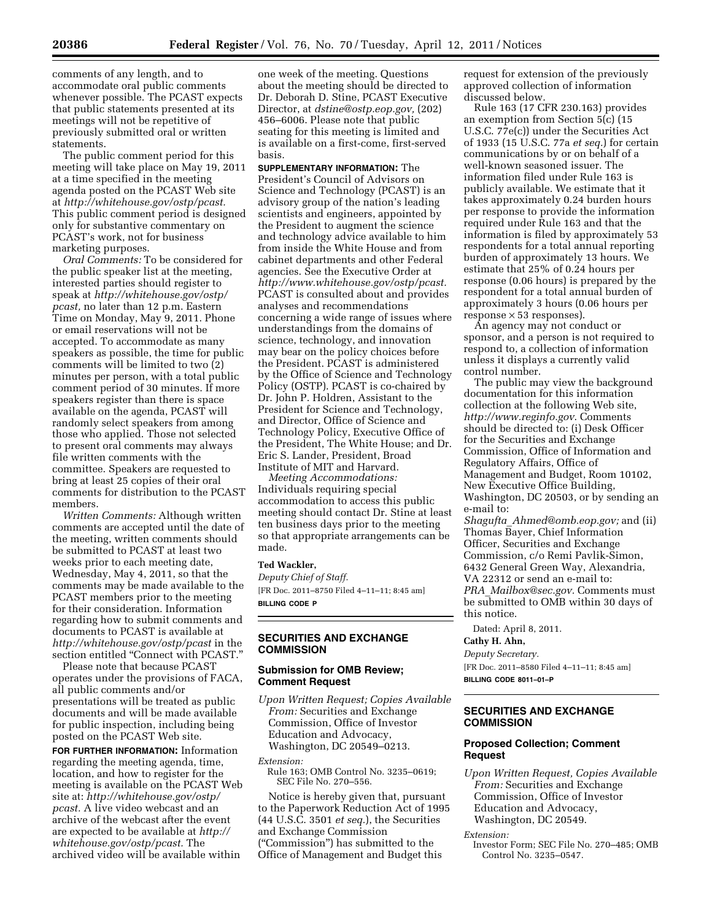comments of any length, and to accommodate oral public comments whenever possible. The PCAST expects that public statements presented at its meetings will not be repetitive of previously submitted oral or written statements.

The public comment period for this meeting will take place on May 19, 2011 at a time specified in the meeting agenda posted on the PCAST Web site at *http://whitehouse.gov/ostp/pcast.* This public comment period is designed only for substantive commentary on PCAST's work, not for business marketing purposes.

*Oral Comments:* To be considered for the public speaker list at the meeting, interested parties should register to speak at *http://whitehouse.gov/ostp/pcast,* no later than 12 p.m. Eastern Time on Monday, May 9, 2011. Phone or email reservations will not be accepted. To accommodate as many speakers as possible, the time for public comments will be limited to two (2) minutes per person, with a total public comment period of 30 minutes. If more speakers register than there is space available on the agenda, PCAST will randomly select speakers from among those who applied. Those not selected to present oral comments may always file written comments with the committee. Speakers are requested to bring at least 25 copies of their oral comments for distribution to the PCAST members.

*Written Comments:* Although written comments are accepted until the date of the meeting, written comments should be submitted to PCAST at least two weeks prior to each meeting date, Wednesday, May 4, 2011, so that the comments may be made available to the PCAST members prior to the meeting for their consideration. Information regarding how to submit comments and documents to PCAST is available at *http://whitehouse.gov/ostp/pcast* in the section entitled "Connect with PCAST."

Please note that because PCAST operates under the provisions of FACA, all public comments and/or presentations will be treated as public documents and will be made available for public inspection, including being posted on the PCAST Web site.

**FOR FURTHER INFORMATION:** Information regarding the meeting agenda, time, location, and how to register for the meeting is available on the PCAST Web site at: *http://whitehouse.gov/ostp/pcast.* A live video webcast and an archive of the webcast after the event are expected to be available at *http://whitehouse.gov/ostp/pcast.* The archived video will be available within one week of the meeting. Questions about the meeting should be directed to Dr. Deborah D. Stine, PCAST Executive Director, at *dstine@ostp.eop.gov,* (202) 456–6006. Please note that public seating for this meeting is limited and is available on a first-come, first-served basis.

**SUPPLEMENTARY INFORMATION:** The President's Council of Advisors on Science and Technology (PCAST) is an advisory group of the nation's leading scientists and engineers, appointed by the President to augment the science and technology advice available to him from inside the White House and from cabinet departments and other Federal agencies. See the Executive Order at *http://www.whitehouse.gov/ostp/pcast.* PCAST is consulted about and provides analyses and recommendations concerning a wide range of issues where understandings from the domains of science, technology, and innovation may bear on the policy choices before the President. PCAST is administered by the Office of Science and Technology Policy (OSTP). PCAST is co-chaired by Dr. John P. Holdren, Assistant to the President for Science and Technology, and Director, Office of Science and Technology Policy, Executive Office of the President, The White House; and Dr. Eric S. Lander, President, Broad Institute of MIT and Harvard.

*Meeting Accommodations:* Individuals requiring special accommodation to access this public meeting should contact Dr. Stine at least ten business days prior to the meeting so that appropriate arrangements can be made.

**Ted Wackler,**

*Deputy Chief of Staff.*

[FR Doc. 2011–8750 Filed 4–11–11; 8:45 am]

**BILLING CODE P**

## SECURITIES AND EXCHANGE COMMISSION

### Submission for OMB Review; Comment Request

*Upon Written Request; Copies Available From:* Securities and Exchange Commission, Office of Investor Education and Advocacy, Washington, DC 20549–0213.

*Extension:*

Rule 163; OMB Control No. 3235–0619; SEC File No. 270–556.

Notice is hereby given that, pursuant to the Paperwork Reduction Act of 1995 (44 U.S.C. 3501 *et seq.*), the Securities and Exchange Commission ("Commission") has submitted to the Office of Management and Budget this request for extension of the previously approved collection of information discussed below.

Rule 163 (17 CFR 230.163) provides an exemption from Section 5(c) (15 U.S.C. 77e(c)) under the Securities Act of 1933 (15 U.S.C. 77a *et seq.*) for certain communications by or on behalf of a well-known seasoned issuer. The information filed under Rule 163 is publicly available. We estimate that it takes approximately 0.24 burden hours per response to provide the information required under Rule 163 and that the information is filed by approximately 53 respondents for a total annual reporting burden of approximately 13 hours. We estimate that 25% of 0.24 hours per response (0.06 hours) is prepared by the respondent for a total annual burden of approximately 3 hours (0.06 hours per response $\times$ 53 responses).

An agency may not conduct or sponsor, and a person is not required to respond to, a collection of information unless it displays a currently valid control number.

The public may view the background documentation for this information collection at the following Web site, *http://www.reginfo.gov*. Comments should be directed to: (i) Desk Officer for the Securities and Exchange Commission, Office of Information and Regulatory Affairs, Office of Management and Budget, Room 10102, New Executive Office Building, Washington, DC 20503, or by sending an e-mail to: *Shagufta_Ahmed@omb.eop.gov;* and (ii) Thomas Bayer, Chief Information Officer, Securities and Exchange Commission, c/o Remi Pavlik-Simon, 6432 General Green Way, Alexandria, VA 22312 or send an e-mail to: *PRA_Mailbox@sec.gov.* Comments must be submitted to OMB within 30 days of this notice.

Dated: April 8, 2011.

**Cathy H. Ahn,**

*Deputy Secretary.*

[FR Doc. 2011–8580 Filed 4–11–11; 8:45 am]

**BILLING CODE 8011–01–P**

## SECURITIES AND EXCHANGE COMMISSION

### Proposed Collection; Comment Request

*Upon Written Request, Copies Available From:* Securities and Exchange Commission, Office of Investor Education and Advocacy, Washington, DC 20549.

*Extension:*

Investor Form; SEC File No. 270–485; OMB Control No. 3235–0547.